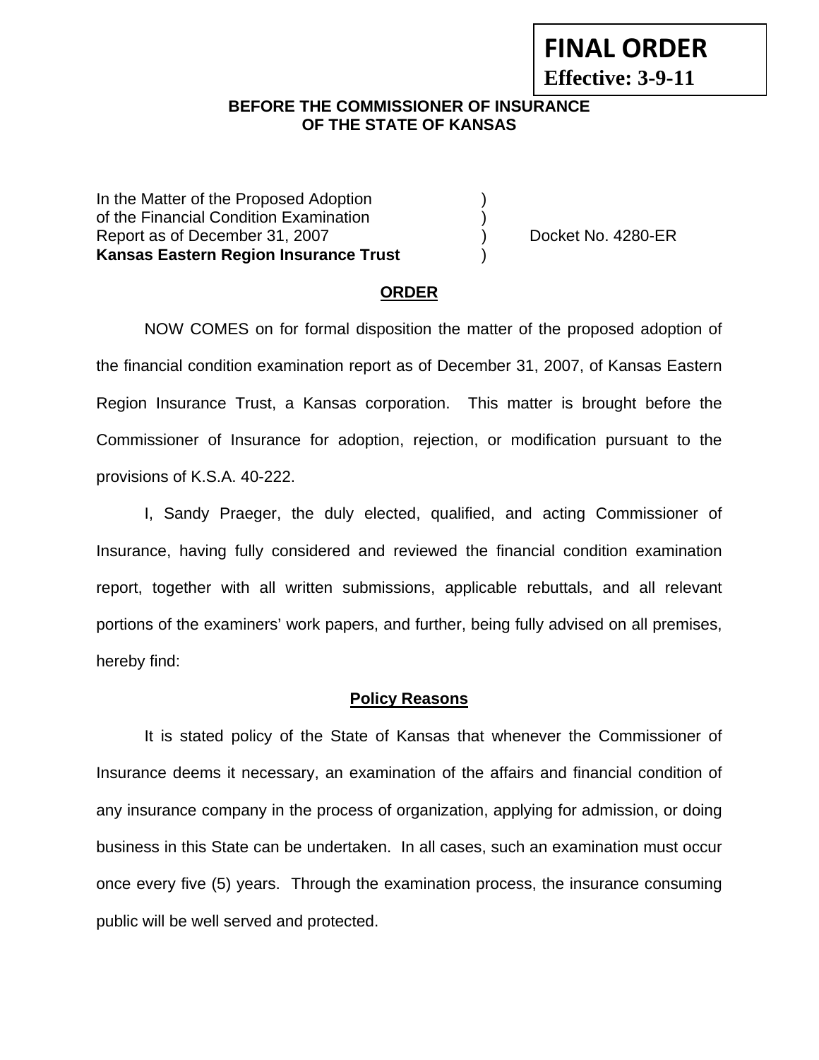**FINAL ORDER**
**Effective: 3-9-11**

**BEFORE THE COMMISSIONER OF INSURANCE**
**OF THE STATE OF KANSAS**

| | | |
|---|---|---|
| In the Matter of the Proposed Adoption | ) | |
| of the Financial Condition Examination | ) | |
| Report as of December 31, 2007 | ) | Docket No. 4280-ER |
| **Kansas Eastern Region Insurance Trust** | ) | |

## ORDER

NOW COMES on for formal disposition the matter of the proposed adoption of the financial condition examination report as of December 31, 2007, of Kansas Eastern Region Insurance Trust, a Kansas corporation. This matter is brought before the Commissioner of Insurance for adoption, rejection, or modification pursuant to the provisions of K.S.A. 40-222.

I, Sandy Praeger, the duly elected, qualified, and acting Commissioner of Insurance, having fully considered and reviewed the financial condition examination report, together with all written submissions, applicable rebuttals, and all relevant portions of the examiners' work papers, and further, being fully advised on all premises, hereby find:

## Policy Reasons

It is stated policy of the State of Kansas that whenever the Commissioner of Insurance deems it necessary, an examination of the affairs and financial condition of any insurance company in the process of organization, applying for admission, or doing business in this State can be undertaken. In all cases, such an examination must occur once every five (5) years. Through the examination process, the insurance consuming public will be well served and protected.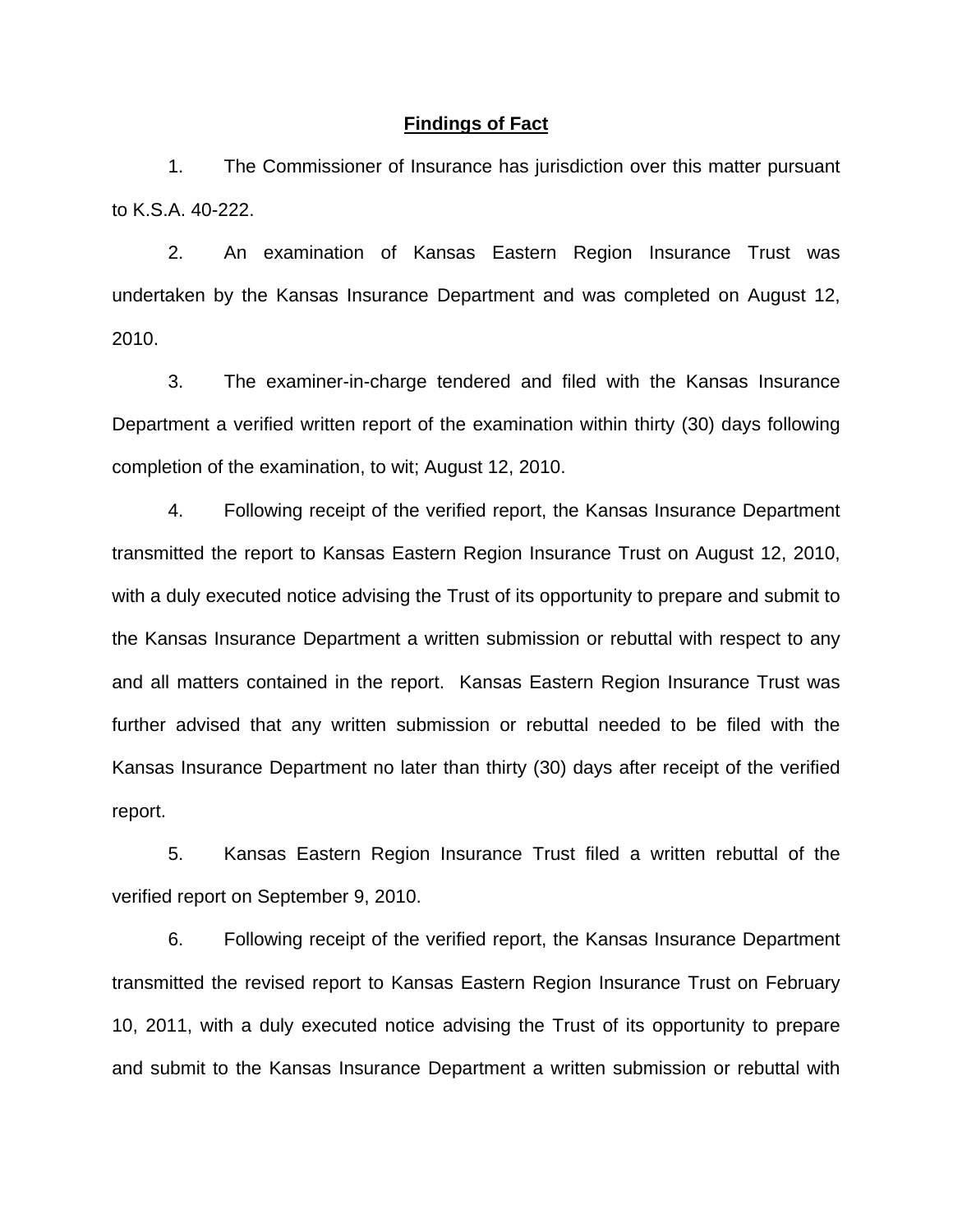## Findings of Fact

1. The Commissioner of Insurance has jurisdiction over this matter pursuant to K.S.A. 40-222.

2. An examination of Kansas Eastern Region Insurance Trust was undertaken by the Kansas Insurance Department and was completed on August 12, 2010.

3. The examiner-in-charge tendered and filed with the Kansas Insurance Department a verified written report of the examination within thirty (30) days following completion of the examination, to wit; August 12, 2010.

4. Following receipt of the verified report, the Kansas Insurance Department transmitted the report to Kansas Eastern Region Insurance Trust on August 12, 2010, with a duly executed notice advising the Trust of its opportunity to prepare and submit to the Kansas Insurance Department a written submission or rebuttal with respect to any and all matters contained in the report. Kansas Eastern Region Insurance Trust was further advised that any written submission or rebuttal needed to be filed with the Kansas Insurance Department no later than thirty (30) days after receipt of the verified report.

5. Kansas Eastern Region Insurance Trust filed a written rebuttal of the verified report on September 9, 2010.

6. Following receipt of the verified report, the Kansas Insurance Department transmitted the revised report to Kansas Eastern Region Insurance Trust on February 10, 2011, with a duly executed notice advising the Trust of its opportunity to prepare and submit to the Kansas Insurance Department a written submission or rebuttal with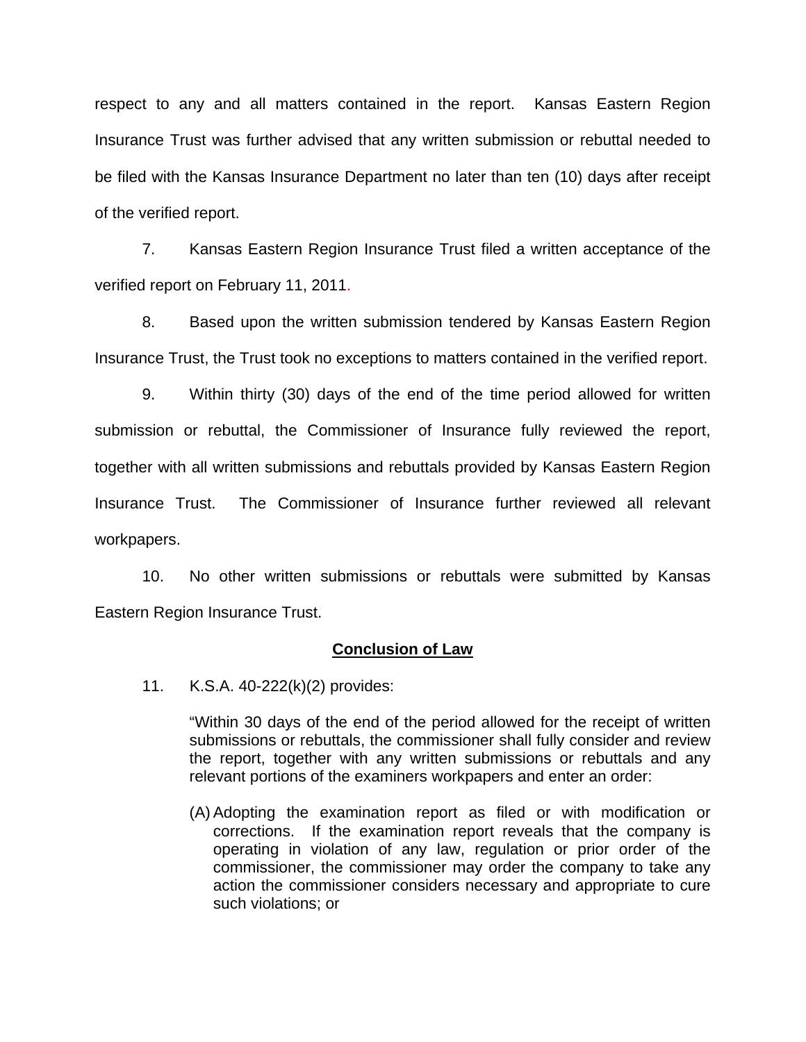respect to any and all matters contained in the report. Kansas Eastern Region Insurance Trust was further advised that any written submission or rebuttal needed to be filed with the Kansas Insurance Department no later than ten (10) days after receipt of the verified report.

7. Kansas Eastern Region Insurance Trust filed a written acceptance of the verified report on February 11, 2011.

8. Based upon the written submission tendered by Kansas Eastern Region Insurance Trust, the Trust took no exceptions to matters contained in the verified report.

9. Within thirty (30) days of the end of the time period allowed for written submission or rebuttal, the Commissioner of Insurance fully reviewed the report, together with all written submissions and rebuttals provided by Kansas Eastern Region Insurance Trust. The Commissioner of Insurance further reviewed all relevant workpapers.

10. No other written submissions or rebuttals were submitted by Kansas Eastern Region Insurance Trust.

## **Conclusion of Law**

11. K.S.A. 40-222(k)(2) provides:

> "Within 30 days of the end of the period allowed for the receipt of written submissions or rebuttals, the commissioner shall fully consider and review the report, together with any written submissions or rebuttals and any relevant portions of the examiners workpapers and enter an order:
>
> (A) Adopting the examination report as filed or with modification or corrections. If the examination report reveals that the company is operating in violation of any law, regulation or prior order of the commissioner, the commissioner may order the company to take any action the commissioner considers necessary and appropriate to cure such violations; or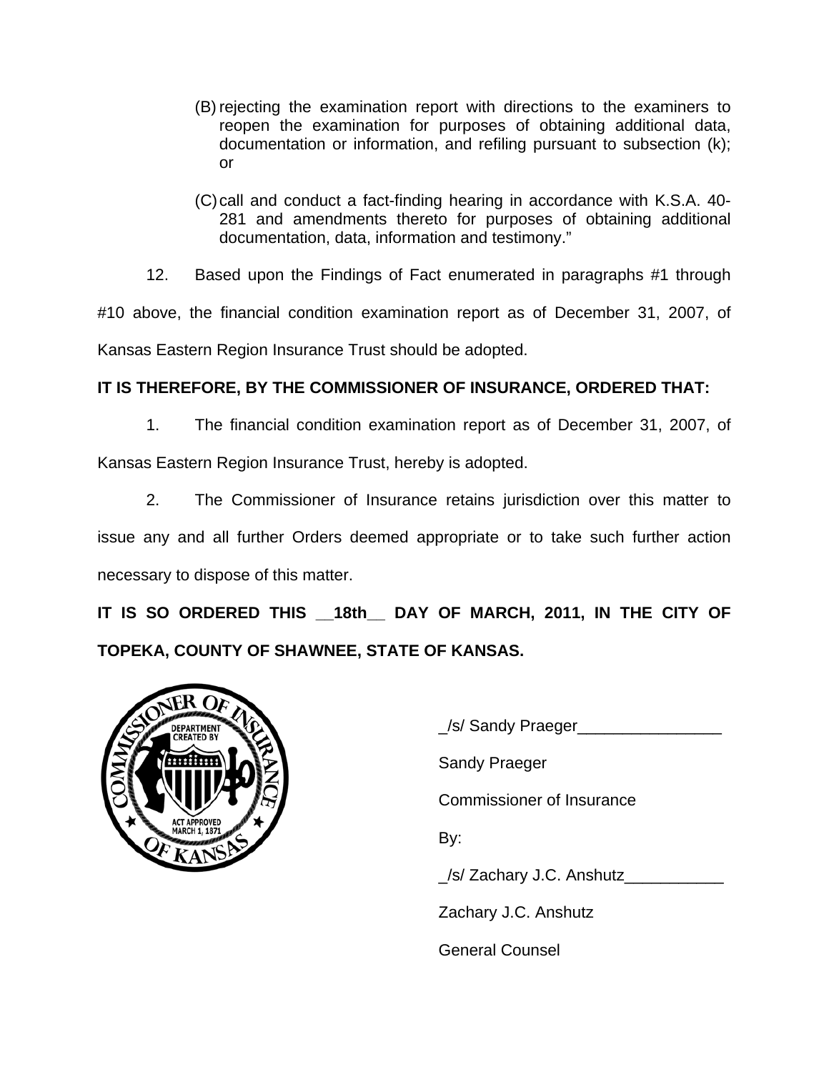(B) rejecting the examination report with directions to the examiners to reopen the examination for purposes of obtaining additional data, documentation or information, and refiling pursuant to subsection (k); or

(C) call and conduct a fact-finding hearing in accordance with K.S.A. 40-281 and amendments thereto for purposes of obtaining additional documentation, data, information and testimony."

12. Based upon the Findings of Fact enumerated in paragraphs #1 through #10 above, the financial condition examination report as of December 31, 2007, of Kansas Eastern Region Insurance Trust should be adopted.

**IT IS THEREFORE, BY THE COMMISSIONER OF INSURANCE, ORDERED THAT:**

1. The financial condition examination report as of December 31, 2007, of Kansas Eastern Region Insurance Trust, hereby is adopted.

2. The Commissioner of Insurance retains jurisdiction over this matter to issue any and all further Orders deemed appropriate or to take such further action necessary to dispose of this matter.

**IT IS SO ORDERED THIS __18th__ DAY OF MARCH, 2011, IN THE CITY OF TOPEKA, COUNTY OF SHAWNEE, STATE OF KANSAS.**

_/s/ Sandy Praeger________________

Sandy Praeger

Commissioner of Insurance

By:

_/s/ Zachary J.C. Anshutz___________

Zachary J.C. Anshutz

General Counsel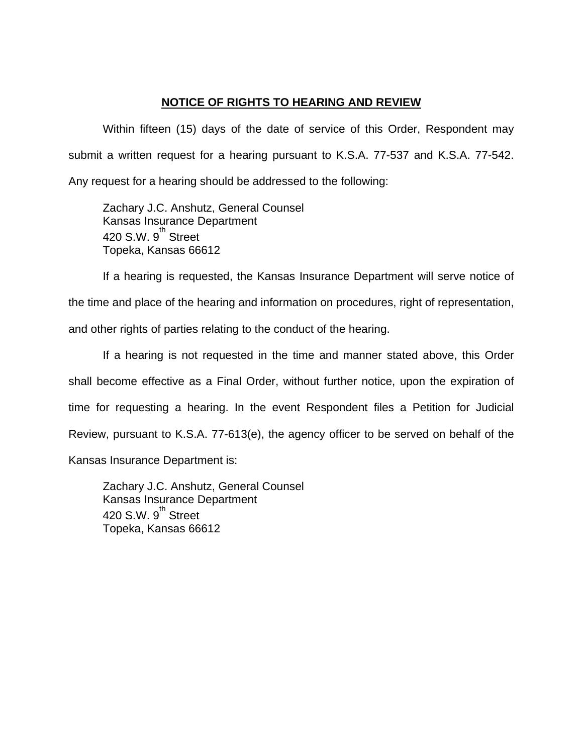## **NOTICE OF RIGHTS TO HEARING AND REVIEW**

Within fifteen (15) days of the date of service of this Order, Respondent may submit a written request for a hearing pursuant to K.S.A. 77-537 and K.S.A. 77-542. Any request for a hearing should be addressed to the following:

Zachary J.C. Anshutz, General Counsel
Kansas Insurance Department
420 S.W. 9th Street
Topeka, Kansas 66612

If a hearing is requested, the Kansas Insurance Department will serve notice of the time and place of the hearing and information on procedures, right of representation, and other rights of parties relating to the conduct of the hearing.

If a hearing is not requested in the time and manner stated above, this Order shall become effective as a Final Order, without further notice, upon the expiration of time for requesting a hearing. In the event Respondent files a Petition for Judicial Review, pursuant to K.S.A. 77-613(e), the agency officer to be served on behalf of the Kansas Insurance Department is:

Zachary J.C. Anshutz, General Counsel
Kansas Insurance Department
420 S.W. 9th Street
Topeka, Kansas 66612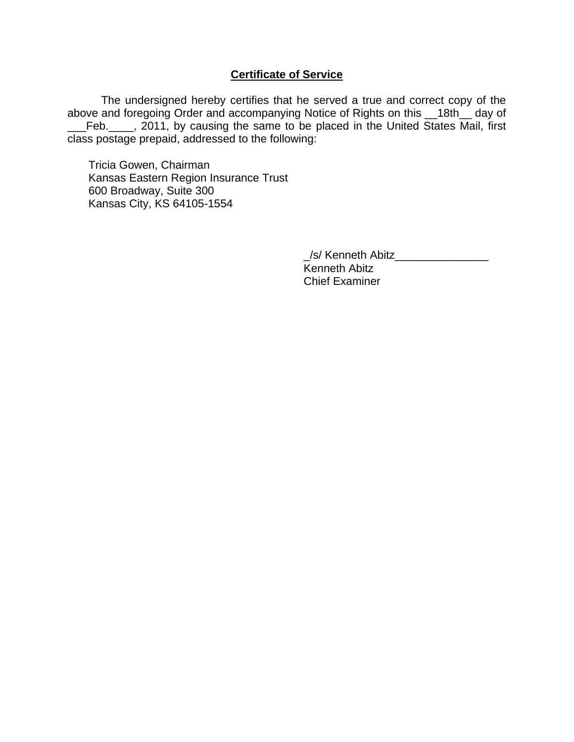**<u>Certificate of Service</u>**

The undersigned hereby certifies that he served a true and correct copy of the above and foregoing Order and accompanying Notice of Rights on this __18th__ day of ___Feb.____, 2011, by causing the same to be placed in the United States Mail, first class postage prepaid, addressed to the following:

Tricia Gowen, Chairman
Kansas Eastern Region Insurance Trust
600 Broadway, Suite 300
Kansas City, KS 64105-1554

_/s/ Kenneth Abitz_______________
Kenneth Abitz
Chief Examiner